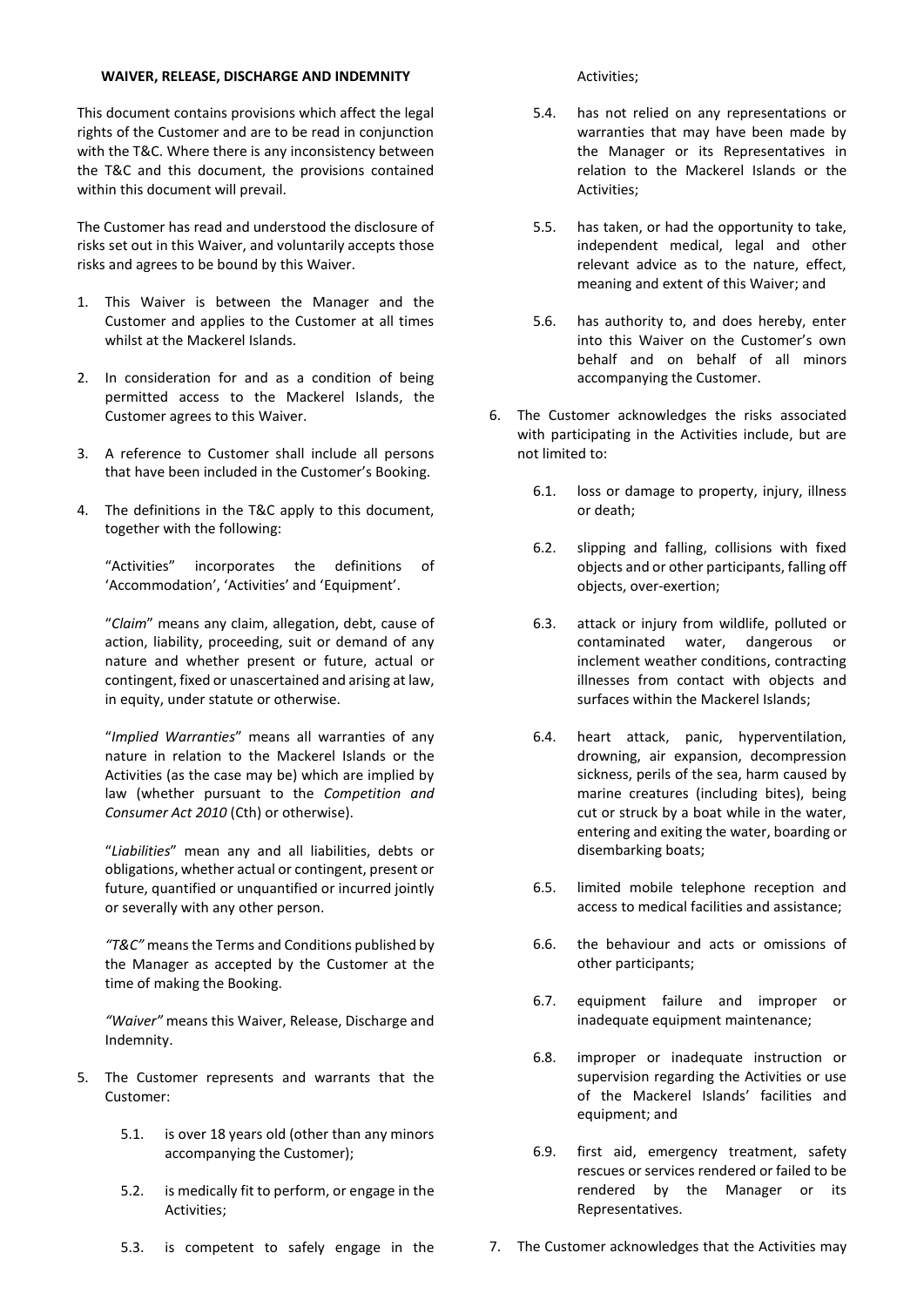**WAIVER, RELEASE, DISCHARGE AND INDEMNITY**

This document contains provisions which affect the legal rights of the Customer and are to be read in conjunction with the T&C. Where there is any inconsistency between the T&C and this document, the provisions contained within this document will prevail.

The Customer has read and understood the disclosure of risks set out in this Waiver, and voluntarily accepts those risks and agrees to be bound by this Waiver.

1. This Waiver is between the Manager and the Customer and applies to the Customer at all times whilst at the Mackerel Islands.

2. In consideration for and as a condition of being permitted access to the Mackerel Islands, the Customer agrees to this Waiver.

3. A reference to Customer shall include all persons that have been included in the Customer's Booking.

4. The definitions in the T&C apply to this document, together with the following:

   "Activities" incorporates the definitions of 'Accommodation', 'Activities' and 'Equipment'.

   "*Claim*" means any claim, allegation, debt, cause of action, liability, proceeding, suit or demand of any nature and whether present or future, actual or contingent, fixed or unascertained and arising at law, in equity, under statute or otherwise.

   "*Implied Warranties*" means all warranties of any nature in relation to the Mackerel Islands or the Activities (as the case may be) which are implied by law (whether pursuant to the *Competition and Consumer Act 2010* (Cth) or otherwise).

   "*Liabilities*" mean any and all liabilities, debts or obligations, whether actual or contingent, present or future, quantified or unquantified or incurred jointly or severally with any other person.

   *"T&C"* means the Terms and Conditions published by the Manager as accepted by the Customer at the time of making the Booking.

   *"Waiver"* means this Waiver, Release, Discharge and Indemnity.

5. The Customer represents and warrants that the Customer:

   5.1. is over 18 years old (other than any minors accompanying the Customer);

   5.2. is medically fit to perform, or engage in the Activities;

   5.3. is competent to safely engage in the Activities;

   5.4. has not relied on any representations or warranties that may have been made by the Manager or its Representatives in relation to the Mackerel Islands or the Activities;

   5.5. has taken, or had the opportunity to take, independent medical, legal and other relevant advice as to the nature, effect, meaning and extent of this Waiver; and

   5.6. has authority to, and does hereby, enter into this Waiver on the Customer's own behalf and on behalf of all minors accompanying the Customer.

6. The Customer acknowledges the risks associated with participating in the Activities include, but are not limited to:

   6.1. loss or damage to property, injury, illness or death;

   6.2. slipping and falling, collisions with fixed objects and or other participants, falling off objects, over-exertion;

   6.3. attack or injury from wildlife, polluted or contaminated water, dangerous or inclement weather conditions, contracting illnesses from contact with objects and surfaces within the Mackerel Islands;

   6.4. heart attack, panic, hyperventilation, drowning, air expansion, decompression sickness, perils of the sea, harm caused by marine creatures (including bites), being cut or struck by a boat while in the water, entering and exiting the water, boarding or disembarking boats;

   6.5. limited mobile telephone reception and access to medical facilities and assistance;

   6.6. the behaviour and acts or omissions of other participants;

   6.7. equipment failure and improper or inadequate equipment maintenance;

   6.8. improper or inadequate instruction or supervision regarding the Activities or use of the Mackerel Islands' facilities and equipment; and

   6.9. first aid, emergency treatment, safety rescues or services rendered or failed to be rendered by the Manager or its Representatives.

7. The Customer acknowledges that the Activities may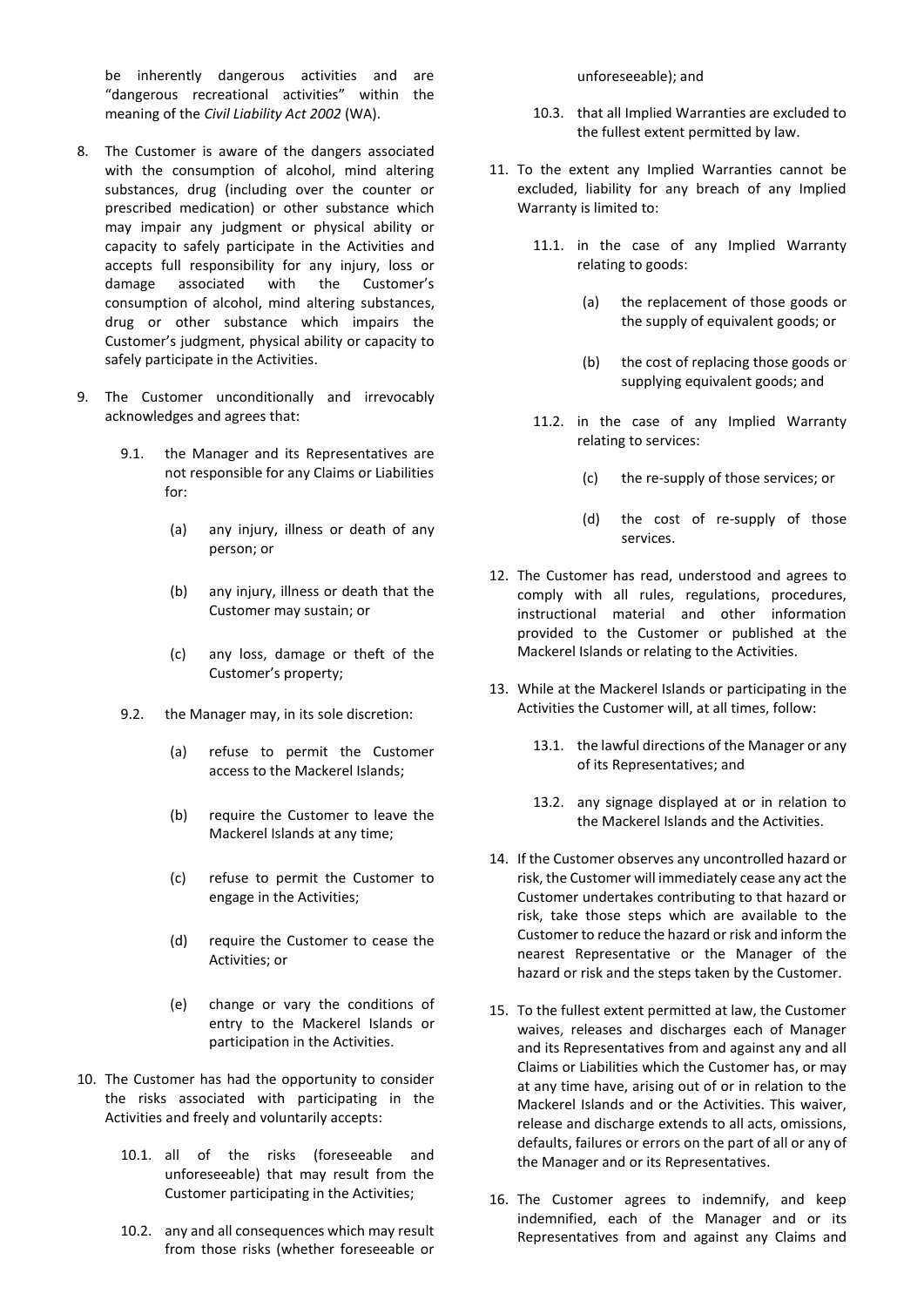be inherently dangerous activities and are "dangerous recreational activities" within the meaning of the *Civil Liability Act 2002* (WA).

8. The Customer is aware of the dangers associated with the consumption of alcohol, mind altering substances, drug (including over the counter or prescribed medication) or other substance which may impair any judgment or physical ability or capacity to safely participate in the Activities and accepts full responsibility for any injury, loss or damage associated with the Customer's consumption of alcohol, mind altering substances, drug or other substance which impairs the Customer's judgment, physical ability or capacity to safely participate in the Activities.

9. The Customer unconditionally and irrevocably acknowledges and agrees that:

   9.1. the Manager and its Representatives are not responsible for any Claims or Liabilities for:

      (a) any injury, illness or death of any person; or

      (b) any injury, illness or death that the Customer may sustain; or

      (c) any loss, damage or theft of the Customer's property;

   9.2. the Manager may, in its sole discretion:

      (a) refuse to permit the Customer access to the Mackerel Islands;

      (b) require the Customer to leave the Mackerel Islands at any time;

      (c) refuse to permit the Customer to engage in the Activities;

      (d) require the Customer to cease the Activities; or

      (e) change or vary the conditions of entry to the Mackerel Islands or participation in the Activities.

10. The Customer has had the opportunity to consider the risks associated with participating in the Activities and freely and voluntarily accepts:

   10.1. all of the risks (foreseeable and unforeseeable) that may result from the Customer participating in the Activities;

   10.2. any and all consequences which may result from those risks (whether foreseeable or unforeseeable); and

   10.3. that all Implied Warranties are excluded to the fullest extent permitted by law.

11. To the extent any Implied Warranties cannot be excluded, liability for any breach of any Implied Warranty is limited to:

   11.1. in the case of any Implied Warranty relating to goods:

      (a) the replacement of those goods or the supply of equivalent goods; or

      (b) the cost of replacing those goods or supplying equivalent goods; and

   11.2. in the case of any Implied Warranty relating to services:

      (c) the re-supply of those services; or

      (d) the cost of re-supply of those services.

12. The Customer has read, understood and agrees to comply with all rules, regulations, procedures, instructional material and other information provided to the Customer or published at the Mackerel Islands or relating to the Activities.

13. While at the Mackerel Islands or participating in the Activities the Customer will, at all times, follow:

   13.1. the lawful directions of the Manager or any of its Representatives; and

   13.2. any signage displayed at or in relation to the Mackerel Islands and the Activities.

14. If the Customer observes any uncontrolled hazard or risk, the Customer will immediately cease any act the Customer undertakes contributing to that hazard or risk, take those steps which are available to the Customer to reduce the hazard or risk and inform the nearest Representative or the Manager of the hazard or risk and the steps taken by the Customer.

15. To the fullest extent permitted at law, the Customer waives, releases and discharges each of Manager and its Representatives from and against any and all Claims or Liabilities which the Customer has, or may at any time have, arising out of or in relation to the Mackerel Islands and or the Activities. This waiver, release and discharge extends to all acts, omissions, defaults, failures or errors on the part of all or any of the Manager and or its Representatives.

16. The Customer agrees to indemnify, and keep indemnified, each of the Manager and or its Representatives from and against any Claims and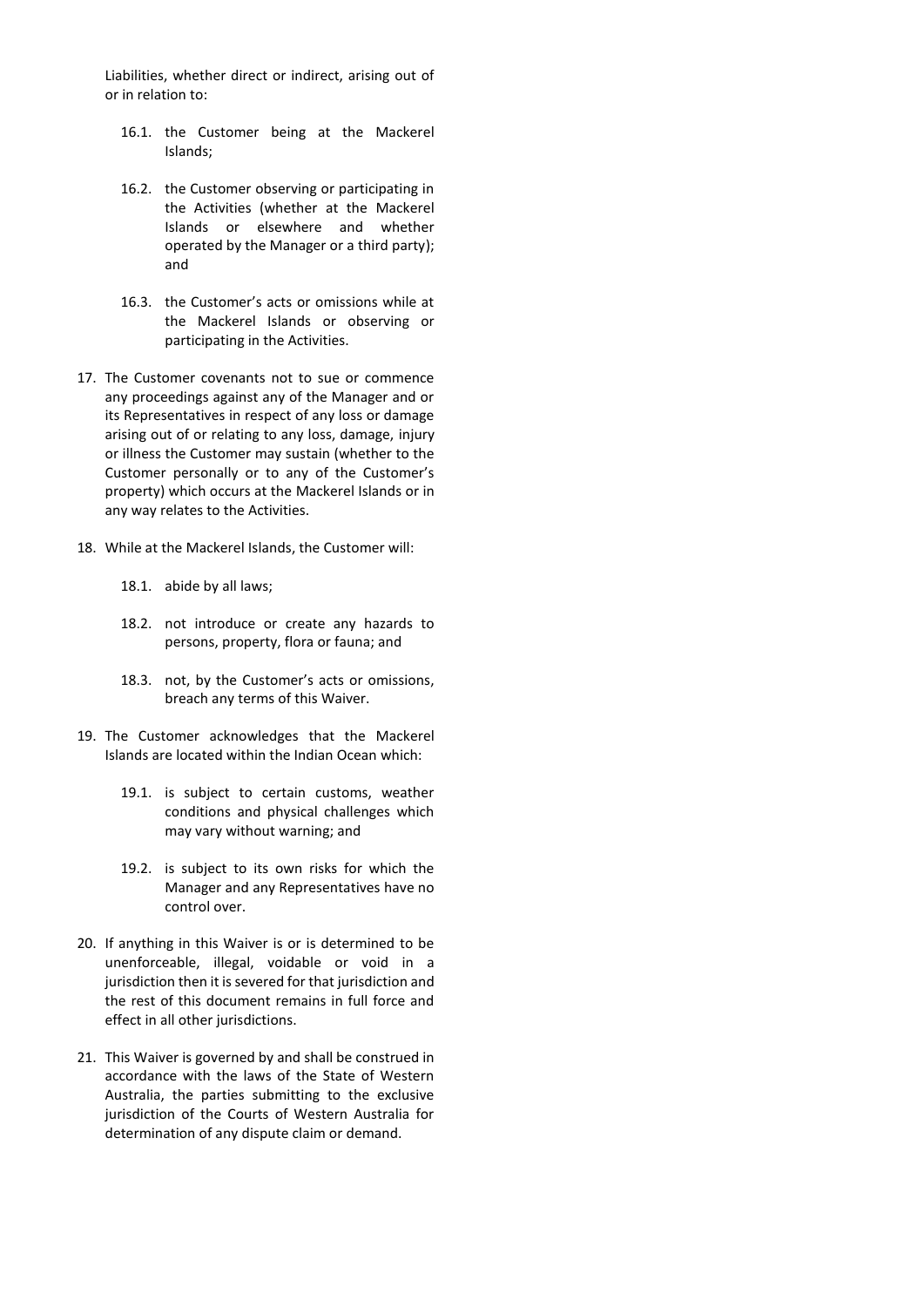Liabilities, whether direct or indirect, arising out of or in relation to:

16.1. the Customer being at the Mackerel Islands;

16.2. the Customer observing or participating in the Activities (whether at the Mackerel Islands or elsewhere and whether operated by the Manager or a third party); and

16.3. the Customer's acts or omissions while at the Mackerel Islands or observing or participating in the Activities.

17. The Customer covenants not to sue or commence any proceedings against any of the Manager and or its Representatives in respect of any loss or damage arising out of or relating to any loss, damage, injury or illness the Customer may sustain (whether to the Customer personally or to any of the Customer's property) which occurs at the Mackerel Islands or in any way relates to the Activities.

18. While at the Mackerel Islands, the Customer will:

    18.1. abide by all laws;

    18.2. not introduce or create any hazards to persons, property, flora or fauna; and

    18.3. not, by the Customer's acts or omissions, breach any terms of this Waiver.

19. The Customer acknowledges that the Mackerel Islands are located within the Indian Ocean which:

    19.1. is subject to certain customs, weather conditions and physical challenges which may vary without warning; and

    19.2. is subject to its own risks for which the Manager and any Representatives have no control over.

20. If anything in this Waiver is or is determined to be unenforceable, illegal, voidable or void in a jurisdiction then it is severed for that jurisdiction and the rest of this document remains in full force and effect in all other jurisdictions.

21. This Waiver is governed by and shall be construed in accordance with the laws of the State of Western Australia, the parties submitting to the exclusive jurisdiction of the Courts of Western Australia for determination of any dispute claim or demand.